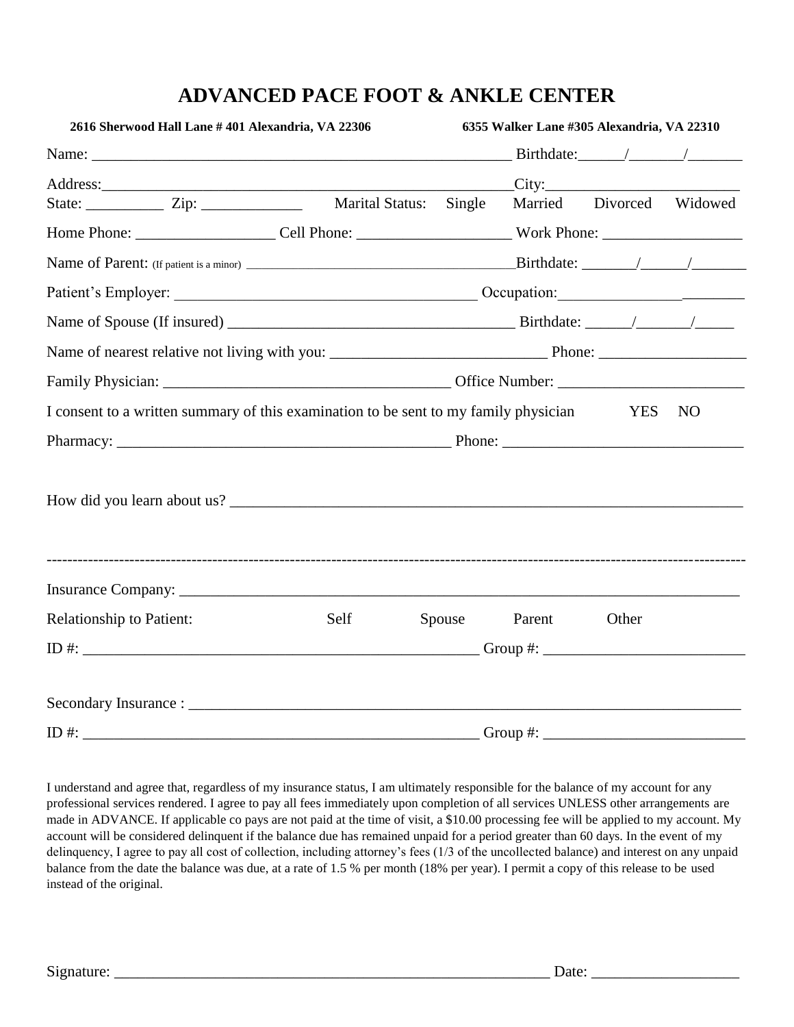# ADVANCED PACE FOOT & ANKLE CENTER

**2616 Sherwood Hall Lane # 401 Alexandria, VA 22306** **6355 Walker Lane #305 Alexandria, VA 22310**

Name: _______________________________________________________ Birthdate:______/_______/_______

Address:_____________________________________________________City:_________________________

State: __________ Zip: _____________ Marital Status: Single Married Divorced Widowed

Home Phone: __________________ Cell Phone: ___________________ Work Phone: __________________

Name of Parent: (If patient is a minor) ________________________________________Birthdate: _______/______/_______

Patient's Employer: ________________________________________ Occupation:_________________________

Name of Spouse (If insured) ______________________________________ Birthdate: ______/_______/_____

Name of nearest relative not living with you: ____________________________ Phone: ___________________

Family Physician: _____________________________________ Office Number: ________________________

I consent to a written summary of this examination to be sent to my family physician YES NO

Pharmacy: ____________________________________________ Phone: ______________________________

How did you learn about us? __________________________________________________________________

---

Insurance Company: ___________________________________________________________________________

Relationship to Patient: Self Spouse Parent Other

ID #: ____________________________________________________ Group #: __________________________

Secondary Insurance : __________________________________________________________________________

ID #: ____________________________________________________ Group #: __________________________

I understand and agree that, regardless of my insurance status, I am ultimately responsible for the balance of my account for any professional services rendered. I agree to pay all fees immediately upon completion of all services UNLESS other arrangements are made in ADVANCE. If applicable co pays are not paid at the time of visit, a $10.00 processing fee will be applied to my account. My account will be considered delinquent if the balance due has remained unpaid for a period greater than 60 days. In the event of my delinquency, I agree to pay all cost of collection, including attorney's fees (1/3 of the uncollected balance) and interest on any unpaid balance from the date the balance was due, at a rate of 1.5 % per month (18% per year). I permit a copy of this release to be used instead of the original.

Signature: ___________________________________________________________ Date: ___________________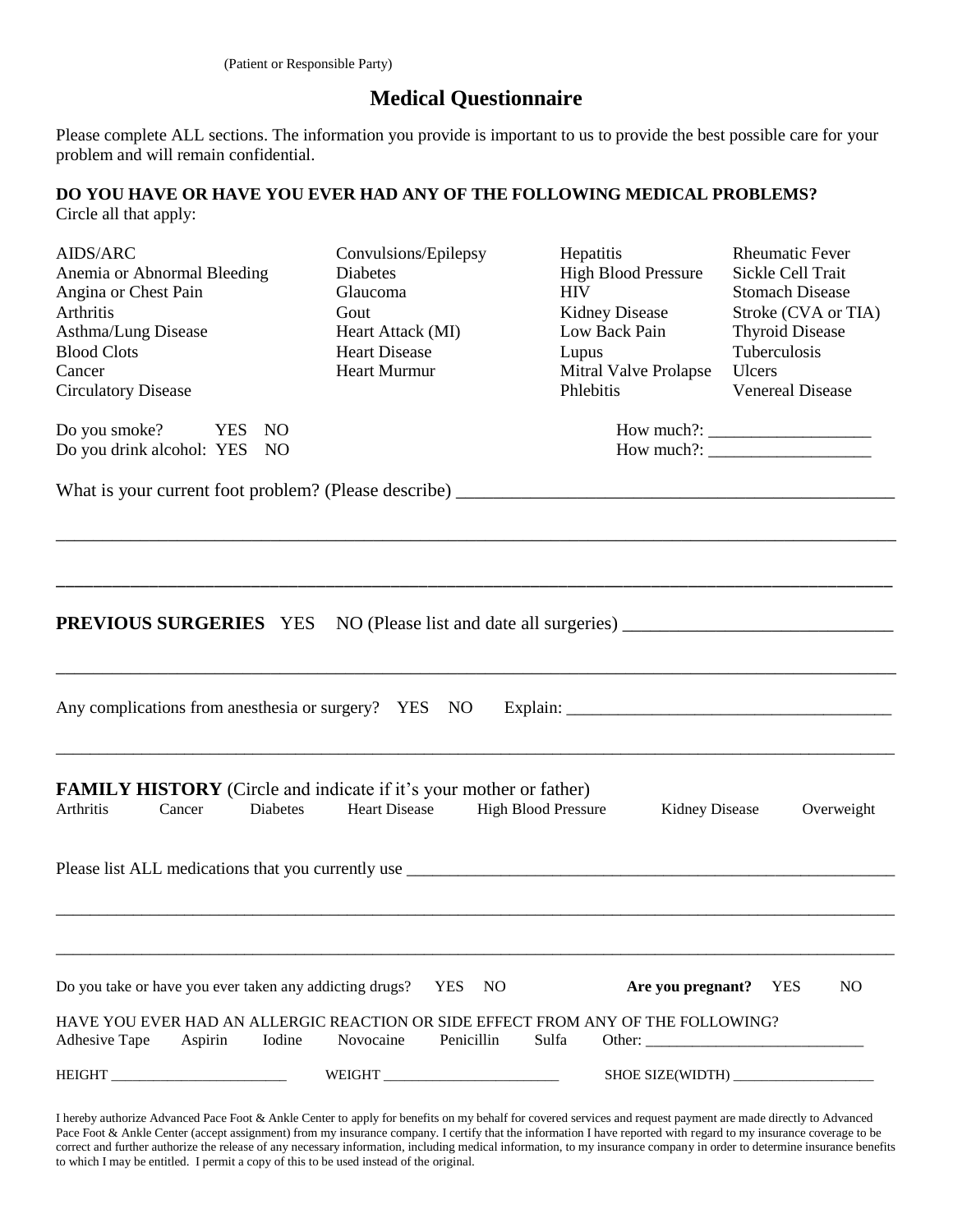(Patient or Responsible Party)

# Medical Questionnaire

Please complete ALL sections. The information you provide is important to us to provide the best possible care for your problem and will remain confidential.

**DO YOU HAVE OR HAVE YOU EVER HAD ANY OF THE FOLLOWING MEDICAL PROBLEMS?**
Circle all that apply:

| | | | |
|---|---|---|---|
| AIDS/ARC | Convulsions/Epilepsy | Hepatitis | Rheumatic Fever |
| Anemia or Abnormal Bleeding | Diabetes | High Blood Pressure | Sickle Cell Trait |
| Angina or Chest Pain | Glaucoma | HIV | Stomach Disease |
| Arthritis | Gout | Kidney Disease | Stroke (CVA or TIA) |
| Asthma/Lung Disease | Heart Attack (MI) | Low Back Pain | Thyroid Disease |
| Blood Clots | Heart Disease | Lupus | Tuberculosis |
| Cancer | Heart Murmur | Mitral Valve Prolapse | Ulcers |
| Circulatory Disease | | Phlebitis | Venereal Disease |

Do you smoke? YES NO How much?: ___________________

Do you drink alcohol: YES NO How much?: ___________________

What is your current foot problem? (Please describe) ________________________________________________

_____________________________________________________________________________________________

_____________________________________________________________________________________________

**PREVIOUS SURGERIES** YES NO (Please list and date all surgeries) _____________________________

_____________________________________________________________________________________________

Any complications from anesthesia or surgery? YES NO Explain: ______________________________________

_____________________________________________________________________________________________

**FAMILY HISTORY** (Circle and indicate if it's your mother or father)

Arthritis Cancer Diabetes Heart Disease High Blood Pressure Kidney Disease Overweight

Please list ALL medications that you currently use ____________________________________________________

_____________________________________________________________________________________________

_____________________________________________________________________________________________

Do you take or have you ever taken any addicting drugs? YES NO **Are you pregnant?** YES NO

HAVE YOU EVER HAD AN ALLERGIC REACTION OR SIDE EFFECT FROM ANY OF THE FOLLOWING?

Adhesive Tape Aspirin Iodine Novocaine Penicillin Sulfa Other: ____________________________

HEIGHT _________________________ WEIGHT _________________________ SHOE SIZE(WIDTH) _____________________

I hereby authorize Advanced Pace Foot & Ankle Center to apply for benefits on my behalf for covered services and request payment are made directly to Advanced Pace Foot & Ankle Center (accept assignment) from my insurance company. I certify that the information I have reported with regard to my insurance coverage to be correct and further authorize the release of any necessary information, including medical information, to my insurance company in order to determine insurance benefits to which I may be entitled. I permit a copy of this to be used instead of the original.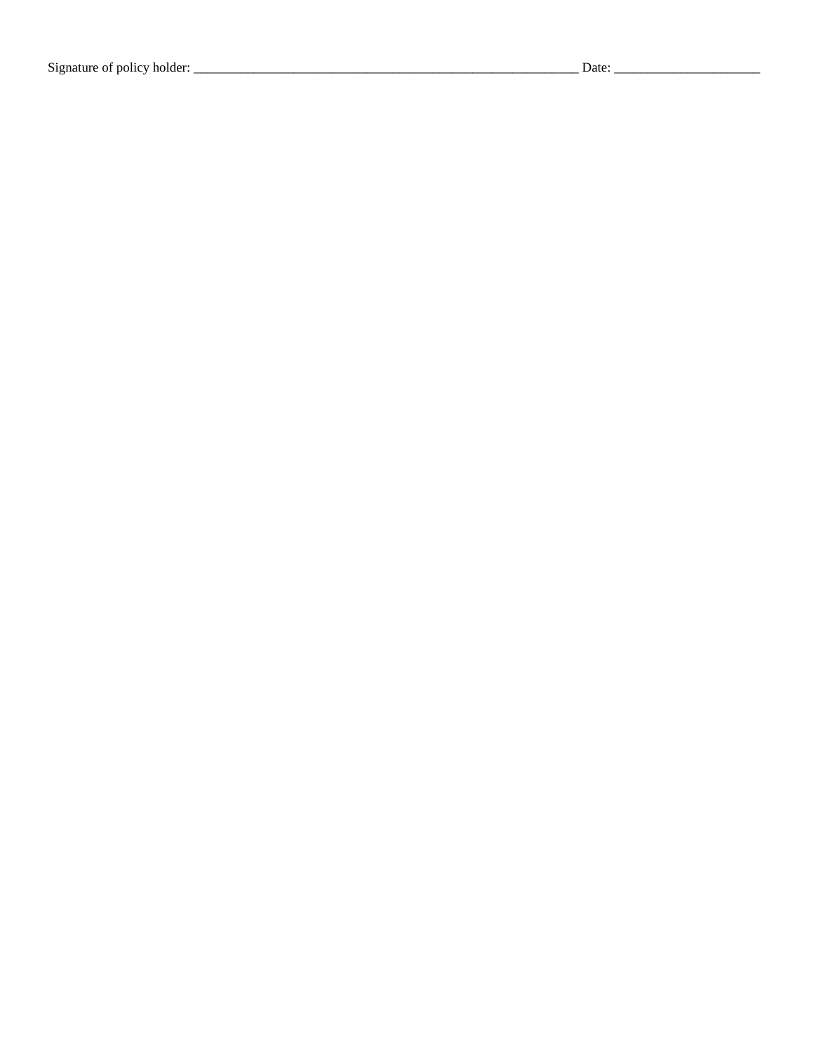Signature of policy holder: ____________________________________________________________ Date: _______________________